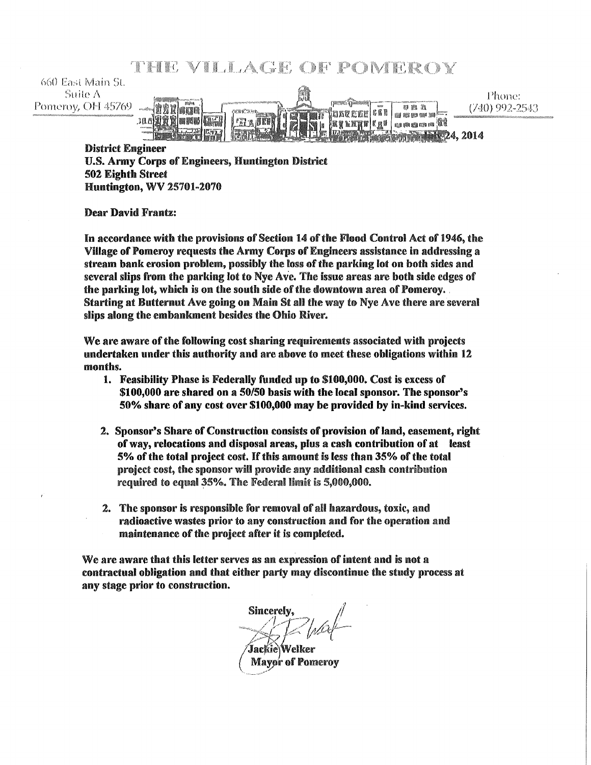# THE VILLAGE OF POMEROY

660 East Main St.
Suite A
Pomeroy, OH 45769

Phone:
(740) 992-2543

24, 2014

**District Engineer**
**U.S. Army Corps of Engineers, Huntington District**
**502 Eighth Street**
**Huntington, WV 25701-2070**

**Dear David Frantz:**

**In accordance with the provisions of Section 14 of the Flood Control Act of 1946, the Village of Pomeroy requests the Army Corps of Engineers assistance in addressing a stream bank erosion problem, possibly the loss of the parking lot on both sides and several slips from the parking lot to Nye Ave. The issue areas are both side edges of the parking lot, which is on the south side of the downtown area of Pomeroy. Starting at Butternut Ave going on Main St all the way to Nye Ave there are several slips along the embankment besides the Ohio River.**

**We are aware of the following cost sharing requirements associated with projects undertaken under this authority and are above to meet these obligations within 12 months.**

1. **Feasibility Phase is Federally funded up to $100,000. Cost is excess of $100,000 are shared on a 50/50 basis with the local sponsor. The sponsor's 50% share of any cost over $100,000 may be provided by in-kind services.**

2. **Sponsor's Share of Construction consists of provision of land, easement, right of way, relocations and disposal areas, plus a cash contribution of at least 5% of the total project cost. If this amount is less than 35% of the total project cost, the sponsor will provide any additional cash contribution required to equal 35%. The Federal limit is 5,000,000.**

2. **The sponsor is responsible for removal of all hazardous, toxic, and radioactive wastes prior to any construction and for the operation and maintenance of the project after it is completed.**

**We are aware that this letter serves as an expression of intent and is not a contractual obligation and that either party may discontinue the study process at any stage prior to construction.**

**Sincerely,**

**Jackie Welker**
**Mayor of Pomeroy**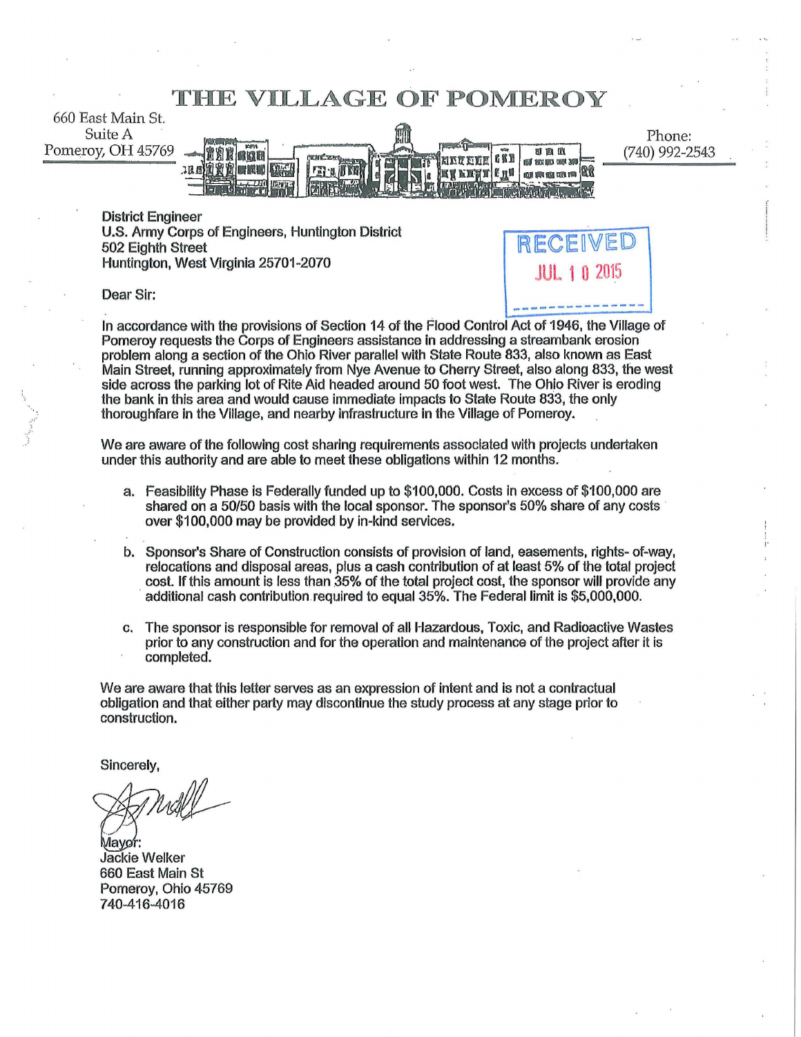# THE VILLAGE OF POMEROY

660 East Main St.
Suite A
Pomeroy, OH 45769

Phone:
(740) 992-2543

District Engineer
U.S. Army Corps of Engineers, Huntington District
502 Eighth Street
Huntington, West Virginia 25701-2070

RECEIVED
JUL 10 2015

Dear Sir:

In accordance with the provisions of Section 14 of the Flood Control Act of 1946, the Village of Pomeroy requests the Corps of Engineers assistance in addressing a streambank erosion problem along a section of the Ohio River parallel with State Route 833, also known as East Main Street, running approximately from Nye Avenue to Cherry Street, also along 833, the west side across the parking lot of Rite Aid headed around 50 foot west. The Ohio River is eroding the bank in this area and would cause immediate impacts to State Route 833, the only thoroughfare in the Village, and nearby infrastructure in the Village of Pomeroy.

We are aware of the following cost sharing requirements associated with projects undertaken under this authority and are able to meet these obligations within 12 months.

a. Feasibility Phase is Federally funded up to $100,000. Costs in excess of $100,000 are shared on a 50/50 basis with the local sponsor. The sponsor's 50% share of any costs over $100,000 may be provided by in-kind services.

b. Sponsor's Share of Construction consists of provision of land, easements, rights- of-way, relocations and disposal areas, plus a cash contribution of at least 5% of the total project cost. If this amount is less than 35% of the total project cost, the sponsor will provide any additional cash contribution required to equal 35%. The Federal limit is $5,000,000.

c. The sponsor is responsible for removal of all Hazardous, Toxic, and Radioactive Wastes prior to any construction and for the operation and maintenance of the project after it is completed.

We are aware that this letter serves as an expression of intent and is not a contractual obligation and that either party may discontinue the study process at any stage prior to construction.

Sincerely,

Mayor:
Jackie Welker
660 East Main St
Pomeroy, Ohio 45769
740-416-4016